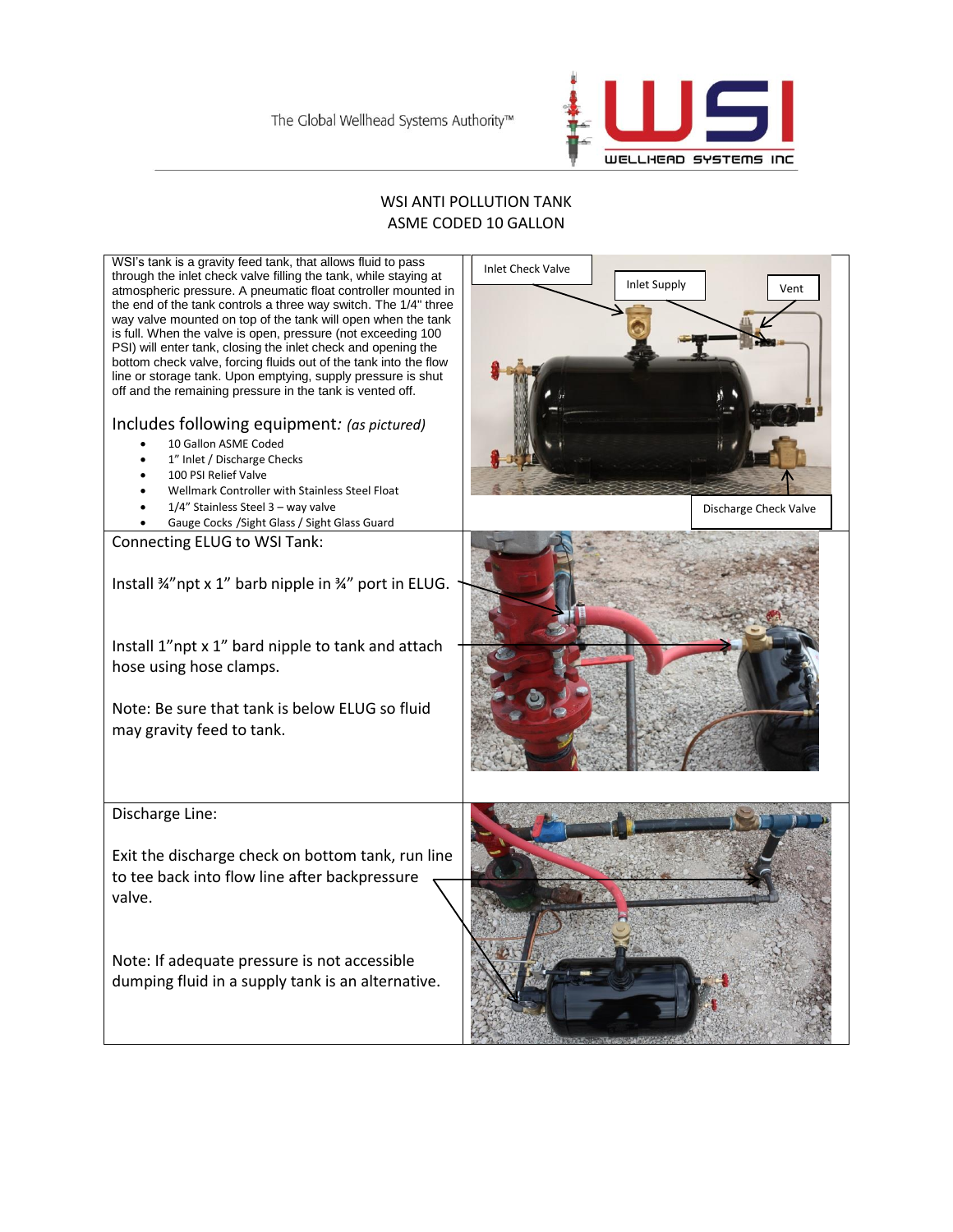# WSI ANTI POLLUTION TANK
## ASME CODED 10 GALLON

WSI's tank is a gravity feed tank, that allows fluid to pass through the inlet check valve filling the tank, while staying at atmospheric pressure. A pneumatic float controller mounted in the end of the tank controls a three way switch. The 1/4" three way valve mounted on top of the tank will open when the tank is full. When the valve is open, pressure (not exceeding 100 PSI) will enter tank, closing the inlet check and opening the bottom check valve, forcing fluids out of the tank into the flow line or storage tank. Upon emptying, supply pressure is shut off and the remaining pressure in the tank is vented off.

Inlet Check Valve

Inlet Supply

Vent

Discharge Check Valve

### Includes following equipment: *(as pictured)*

- 10 Gallon ASME Coded
- 1" Inlet / Discharge Checks
- 100 PSI Relief Valve
- Wellmark Controller with Stainless Steel Float
- 1/4" Stainless Steel 3 – way valve
- Gauge Cocks /Sight Glass / Sight Glass Guard

### Connecting ELUG to WSI Tank:

Install ¾"npt x 1" barb nipple in ¾" port in ELUG.

Install 1"npt x 1" bard nipple to tank and attach hose using hose clamps.

Note: Be sure that tank is below ELUG so fluid may gravity feed to tank.

### Discharge Line:

Exit the discharge check on bottom tank, run line to tee back into flow line after backpressure valve.

Note: If adequate pressure is not accessible dumping fluid in a supply tank is an alternative.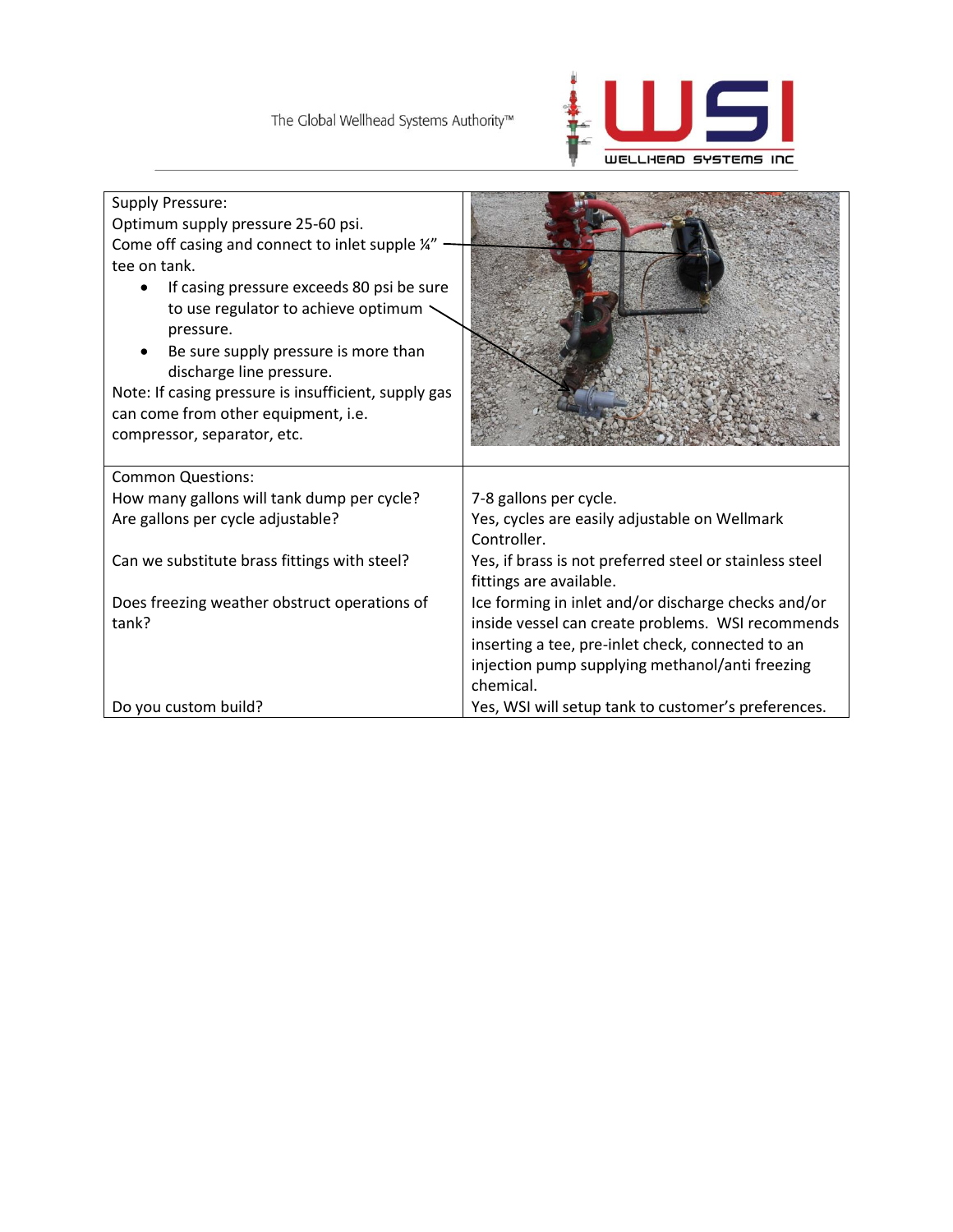| | |
|---|---|
| Supply Pressure:<br>Optimum supply pressure 25-60 psi.<br>Come off casing and connect to inlet supple ¼” tee on tank.<br>• If casing pressure exceeds 80 psi be sure to use regulator to achieve optimum pressure.<br>• Be sure supply pressure is more than discharge line pressure.<br>Note: If casing pressure is insufficient, supply gas can come from other equipment, i.e. compressor, separator, etc. | |
| Common Questions: | |
| How many gallons will tank dump per cycle? | 7-8 gallons per cycle. |
| Are gallons per cycle adjustable? | Yes, cycles are easily adjustable on Wellmark Controller. |
| Can we substitute brass fittings with steel? | Yes, if brass is not preferred steel or stainless steel fittings are available. |
| Does freezing weather obstruct operations of tank? | Ice forming in inlet and/or discharge checks and/or inside vessel can create problems. WSI recommends inserting a tee, pre-inlet check, connected to an injection pump supplying methanol/anti freezing chemical. |
| Do you custom build? | Yes, WSI will setup tank to customer’s preferences. |